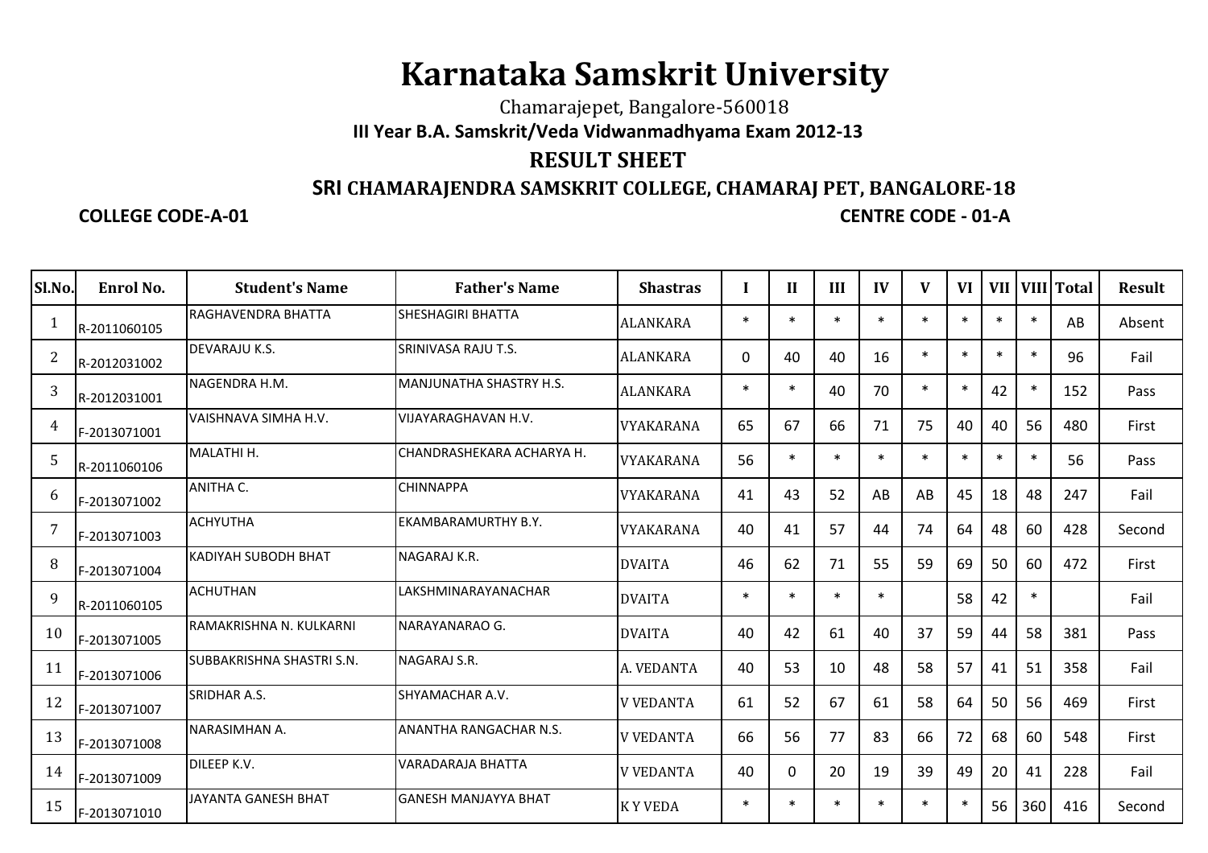# Karnataka Samskrit University

Chamarajepet, Bangalore-560018

**III Year B.A. Samskrit/Veda Vidwanmadhyama Exam 2012-13**

## RESULT SHEET

**SRI CHAMARAJENDRA SAMSKRIT COLLEGE, CHAMARAJ PET, BANGALORE-18**

**COLLEGE CODE-A-01** **CENTRE CODE - 01-A**

| Sl.No. | Enrol No. | Student's Name | Father's Name | Shastras | I | II | III | IV | V | VI | VII | VIII | Total | Result |
|---|---|---|---|---|---|---|---|---|---|---|---|---|---|---|
| 1 | R-2011060105 | RAGHAVENDRA BHATTA | SHESHAGIRI BHATTA | ALANKARA | * | * | * | * | * | * | * | * | AB | Absent |
| 2 | R-2012031002 | DEVARAJU K.S. | SRINIVASA RAJU T.S. | ALANKARA | 0 | 40 | 40 | 16 | * | * | * | * | 96 | Fail |
| 3 | R-2012031001 | NAGENDRA H.M. | MANJUNATHA SHASTRY H.S. | ALANKARA | * | * | 40 | 70 | * | * | 42 | * | 152 | Pass |
| 4 | F-2013071001 | VAISHNAVA SIMHA H.V. | VIJAYARAGHAVAN H.V. | VYAKARANA | 65 | 67 | 66 | 71 | 75 | 40 | 40 | 56 | 480 | First |
| 5 | R-2011060106 | MALATHI H. | CHANDRASHEKARA ACHARYA H. | VYAKARANA | 56 | * | * | * | * | * | * | * | 56 | Pass |
| 6 | F-2013071002 | ANITHA C. | CHINNAPPA | VYAKARANA | 41 | 43 | 52 | AB | AB | 45 | 18 | 48 | 247 | Fail |
| 7 | F-2013071003 | ACHYUTHA | EKAMBARAMURTHY B.Y. | VYAKARANA | 40 | 41 | 57 | 44 | 74 | 64 | 48 | 60 | 428 | Second |
| 8 | F-2013071004 | KADIYAH SUBODH BHAT | NAGARAJ K.R. | DVAITA | 46 | 62 | 71 | 55 | 59 | 69 | 50 | 60 | 472 | First |
| 9 | R-2011060105 | ACHUTHAN | LAKSHMINARAYANACHAR | DVAITA | * | * | * | * | | 58 | 42 | * | | Fail |
| 10 | F-2013071005 | RAMAKRISHNA N. KULKARNI | NARAYANARAO G. | DVAITA | 40 | 42 | 61 | 40 | 37 | 59 | 44 | 58 | 381 | Pass |
| 11 | F-2013071006 | SUBBAKRISHNA SHASTRI S.N. | NAGARAJ S.R. | A. VEDANTA | 40 | 53 | 10 | 48 | 58 | 57 | 41 | 51 | 358 | Fail |
| 12 | F-2013071007 | SRIDHAR A.S. | SHYAMACHAR A.V. | V VEDANTA | 61 | 52 | 67 | 61 | 58 | 64 | 50 | 56 | 469 | First |
| 13 | F-2013071008 | NARASIMHAN A. | ANANTHA RANGACHAR N.S. | V VEDANTA | 66 | 56 | 77 | 83 | 66 | 72 | 68 | 60 | 548 | First |
| 14 | F-2013071009 | DILEEP K.V. | VARADARAJA BHATTA | V VEDANTA | 40 | 0 | 20 | 19 | 39 | 49 | 20 | 41 | 228 | Fail |
| 15 | F-2013071010 | JAYANTA GANESH BHAT | GANESH MANJAYYA BHAT | K Y VEDA | * | * | * | * | * | * | 56 | 360 | 416 | Second |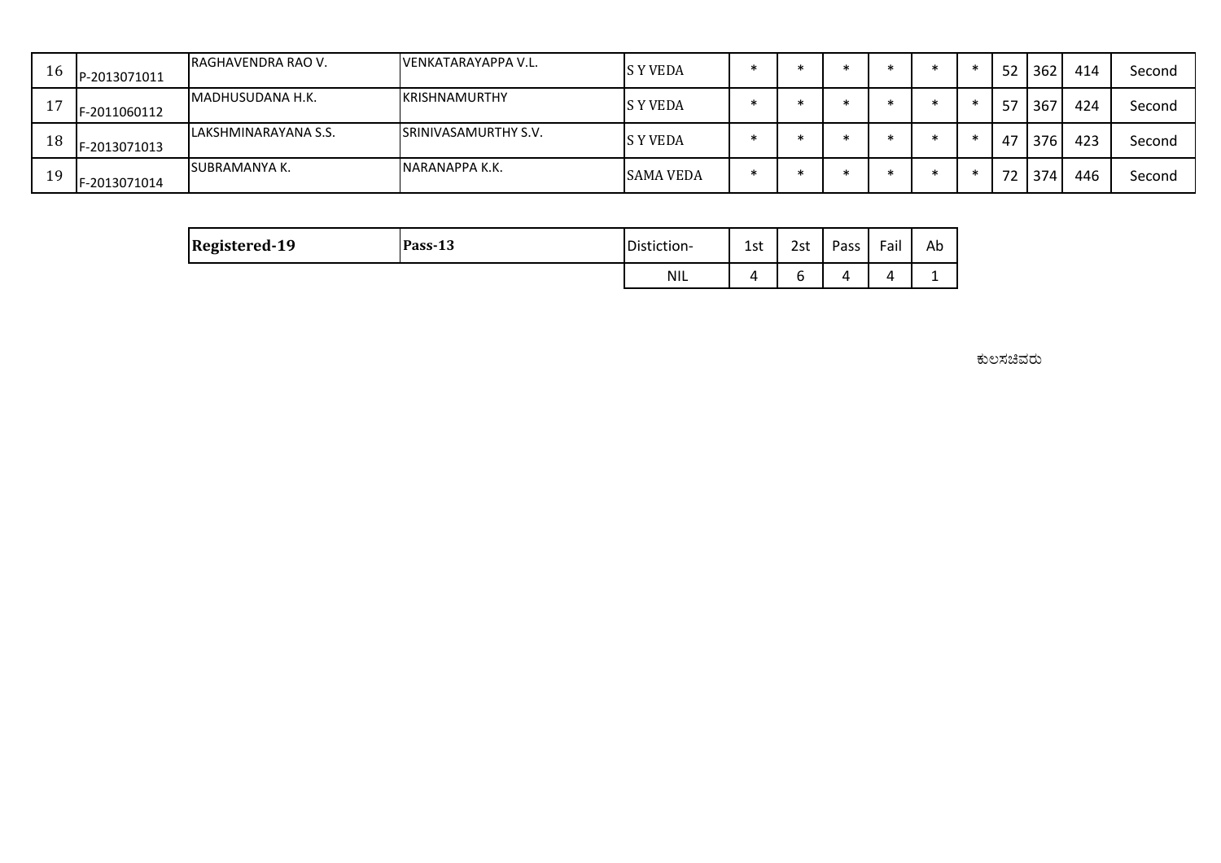| | | | | | | | | | | | | | | |
|---|---|---|---|---|---|---|---|---|---|---|---|---|---|---|
| 16 | P-2013071011 | RAGHAVENDRA RAO V. | VENKATARAYAPPA V.L. | S Y VEDA | * | * | * | * | * | * | 52 | 362 | 414 | Second |
| 17 | F-2011060112 | MADHUSUDANA H.K. | KRISHNAMURTHY | S Y VEDA | * | * | * | * | * | * | 57 | 367 | 424 | Second |
| 18 | F-2013071013 | LAKSHMINARAYANA S.S. | SRINIVASAMURTHY S.V. | S Y VEDA | * | * | * | * | * | * | 47 | 376 | 423 | Second |
| 19 | F-2013071014 | SUBRAMANYA K. | NARANAPPA K.K. | SAMA VEDA | * | * | * | * | * | * | 72 | 374 | 446 | Second |

| **Registered-19** | **Pass-13** | Distiction- | 1st | 2st | Pass | Fail | Ab |
|---|---|---|---|---|---|---|---|
| | | NIL | 4 | 6 | 4 | 4 | 1 |

ಕುಲಸಚಿವರು